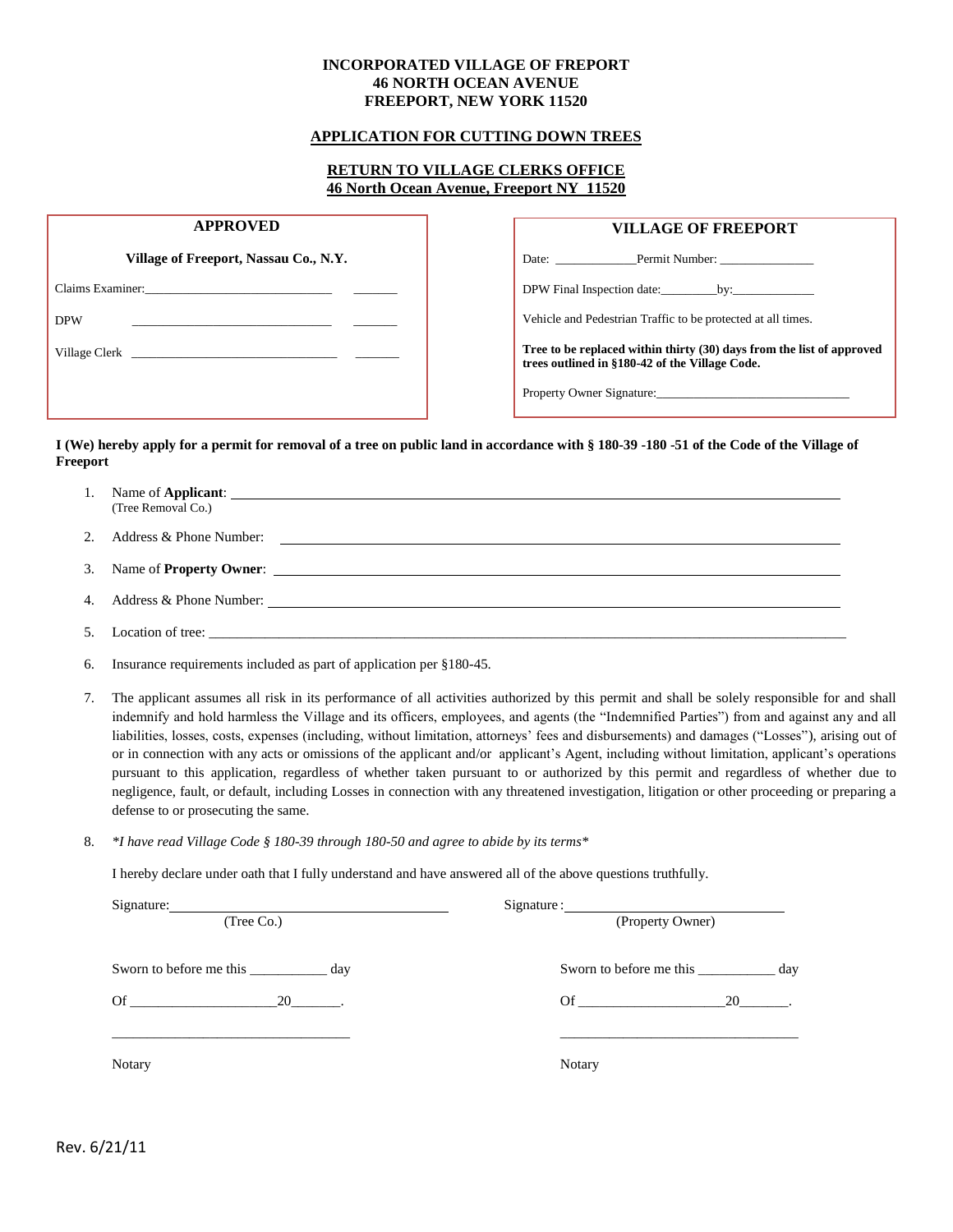**INCORPORATED VILLAGE OF FREEPORT**
**46 NORTH OCEAN AVENUE**
**FREEPORT, NEW YORK 11520**

**APPLICATION FOR CUTTING DOWN TREES**

**RETURN TO VILLAGE CLERKS OFFICE**
**46 North Ocean Avenue, Freeport NY 11520**

**APPROVED**

**Village of Freeport, Nassau Co., N.Y.**

Claims Examiner:______________________________ _______

DPW ______________________________ _______

Village Clerk ______________________________ _______

**VILLAGE OF FREEPORT**

Date: ____________Permit Number: ______________

DPW Final Inspection date:________by:____________

Vehicle and Pedestrian Traffic to be protected at all times.

**Tree to be replaced within thirty (30) days from the list of approved trees outlined in §180-42 of the Village Code.**

Property Owner Signature:_____________________________

**I (We) hereby apply for a permit for removal of a tree on public land in accordance with § 180-39 -180 -51 of the Code of the Village of Freeport**

1. Name of **Applicant**: ______________________________
   (Tree Removal Co.)
2. Address & Phone Number: ______________________________
3. Name of **Property Owner**: ______________________________
4. Address & Phone Number: ______________________________
5. Location of tree: ______________________________
6. Insurance requirements included as part of application per §180-45.
7. The applicant assumes all risk in its performance of all activities authorized by this permit and shall be solely responsible for and shall indemnify and hold harmless the Village and its officers, employees, and agents (the "Indemnified Parties") from and against any and all liabilities, losses, costs, expenses (including, without limitation, attorneys' fees and disbursements) and damages ("Losses"), arising out of or in connection with any acts or omissions of the applicant and/or applicant's Agent, including without limitation, applicant's operations pursuant to this application, regardless of whether taken pursuant to or authorized by this permit and regardless of whether due to negligence, fault, or default, including Losses in connection with any threatened investigation, litigation or other proceeding or preparing a defense to or prosecuting the same.
8. *\*I have read Village Code § 180-39 through 180-50 and agree to abide by its terms\**

   I hereby declare under oath that I fully understand and have answered all of the above questions truthfully.

Signature:______________________________
(Tree Co.)

Sworn to before me this __________ day

Of ____________________20_______.

________________________________

Notary

Signature:______________________________
(Property Owner)

Sworn to before me this __________ day

Of ____________________20_______.

________________________________

Notary

Rev. 6/21/11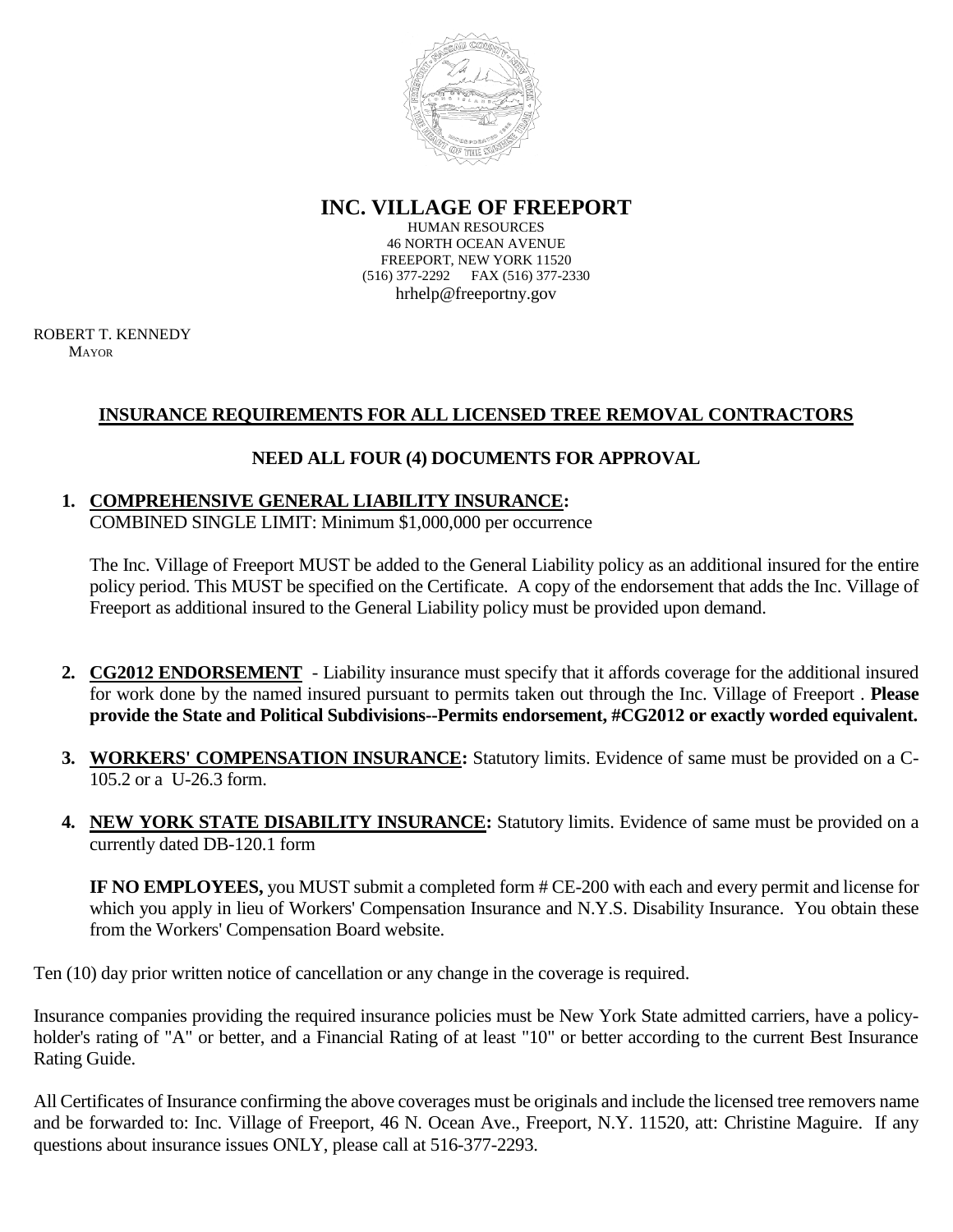# INC. VILLAGE OF FREEPORT

HUMAN RESOURCES
46 NORTH OCEAN AVENUE
FREEPORT, NEW YORK 11520
(516) 377-2292 FAX (516) 377-2330
hrhelp@freeportny.gov

ROBERT T. KENNEDY
MAYOR

## INSURANCE REQUIREMENTS FOR ALL LICENSED TREE REMOVAL CONTRACTORS

### NEED ALL FOUR (4) DOCUMENTS FOR APPROVAL

1. **COMPREHENSIVE GENERAL LIABILITY INSURANCE:**
   COMBINED SINGLE LIMIT: Minimum $1,000,000 per occurrence

   The Inc. Village of Freeport MUST be added to the General Liability policy as an additional insured for the entire policy period. This MUST be specified on the Certificate. A copy of the endorsement that adds the Inc. Village of Freeport as additional insured to the General Liability policy must be provided upon demand.

2. **CG2012 ENDORSEMENT** - Liability insurance must specify that it affords coverage for the additional insured for work done by the named insured pursuant to permits taken out through the Inc. Village of Freeport . **Please provide the State and Political Subdivisions--Permits endorsement, #CG2012 or exactly worded equivalent.**

3. **WORKERS' COMPENSATION INSURANCE:** Statutory limits. Evidence of same must be provided on a C-105.2 or a U-26.3 form.

4. **NEW YORK STATE DISABILITY INSURANCE:** Statutory limits. Evidence of same must be provided on a currently dated DB-120.1 form

   **IF NO EMPLOYEES,** you MUST submit a completed form # CE-200 with each and every permit and license for which you apply in lieu of Workers' Compensation Insurance and N.Y.S. Disability Insurance. You obtain these from the Workers' Compensation Board website.

Ten (10) day prior written notice of cancellation or any change in the coverage is required.

Insurance companies providing the required insurance policies must be New York State admitted carriers, have a policy-holder's rating of "A" or better, and a Financial Rating of at least "10" or better according to the current Best Insurance Rating Guide.

All Certificates of Insurance confirming the above coverages must be originals and include the licensed tree removers name and be forwarded to: Inc. Village of Freeport, 46 N. Ocean Ave., Freeport, N.Y. 11520, att: Christine Maguire. If any questions about insurance issues ONLY, please call at 516-377-2293.